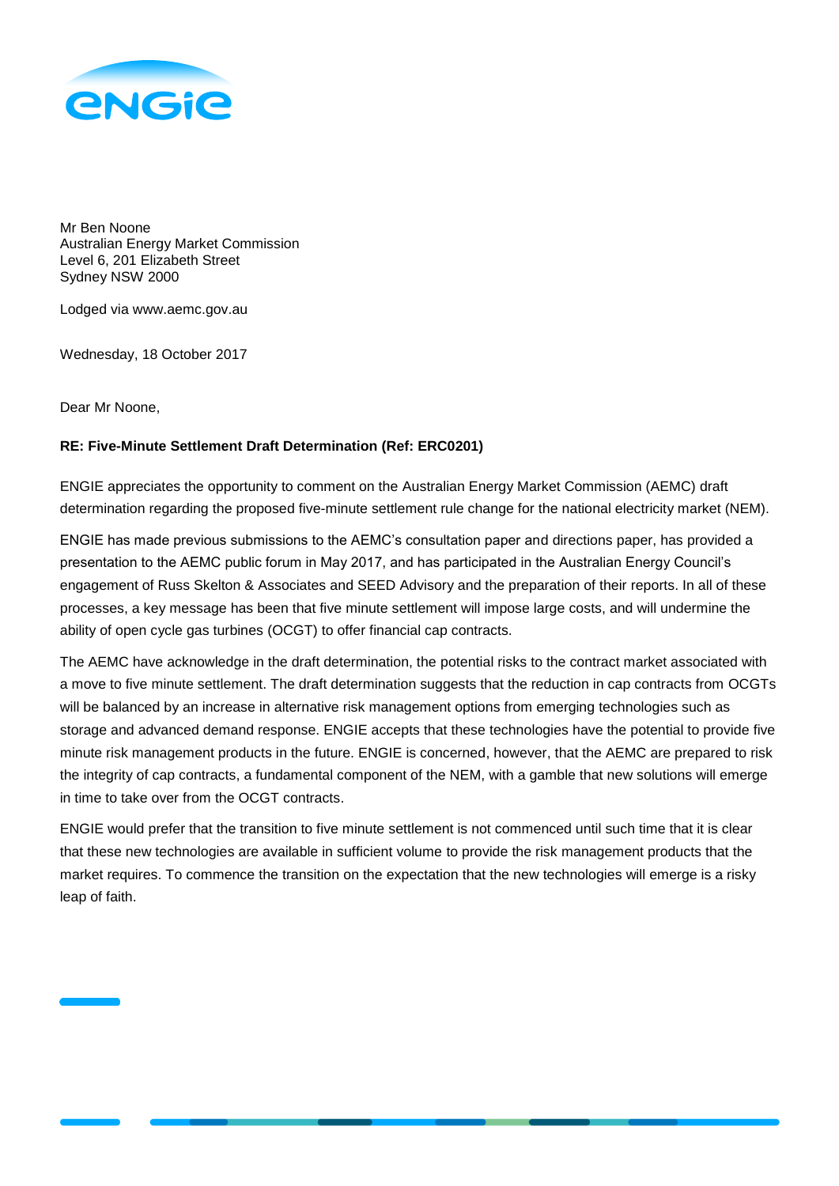Mr Ben Noone
Australian Energy Market Commission
Level 6, 201 Elizabeth Street
Sydney NSW 2000

Lodged via www.aemc.gov.au

Wednesday, 18 October 2017

Dear Mr Noone,

**RE: Five-Minute Settlement Draft Determination (Ref: ERC0201)**

ENGIE appreciates the opportunity to comment on the Australian Energy Market Commission (AEMC) draft determination regarding the proposed five-minute settlement rule change for the national electricity market (NEM).

ENGIE has made previous submissions to the AEMC's consultation paper and directions paper, has provided a presentation to the AEMC public forum in May 2017, and has participated in the Australian Energy Council's engagement of Russ Skelton & Associates and SEED Advisory and the preparation of their reports. In all of these processes, a key message has been that five minute settlement will impose large costs, and will undermine the ability of open cycle gas turbines (OCGT) to offer financial cap contracts.

The AEMC have acknowledge in the draft determination, the potential risks to the contract market associated with a move to five minute settlement. The draft determination suggests that the reduction in cap contracts from OCGTs will be balanced by an increase in alternative risk management options from emerging technologies such as storage and advanced demand response. ENGIE accepts that these technologies have the potential to provide five minute risk management products in the future. ENGIE is concerned, however, that the AEMC are prepared to risk the integrity of cap contracts, a fundamental component of the NEM, with a gamble that new solutions will emerge in time to take over from the OCGT contracts.

ENGIE would prefer that the transition to five minute settlement is not commenced until such time that it is clear that these new technologies are available in sufficient volume to provide the risk management products that the market requires. To commence the transition on the expectation that the new technologies will emerge is a risky leap of faith.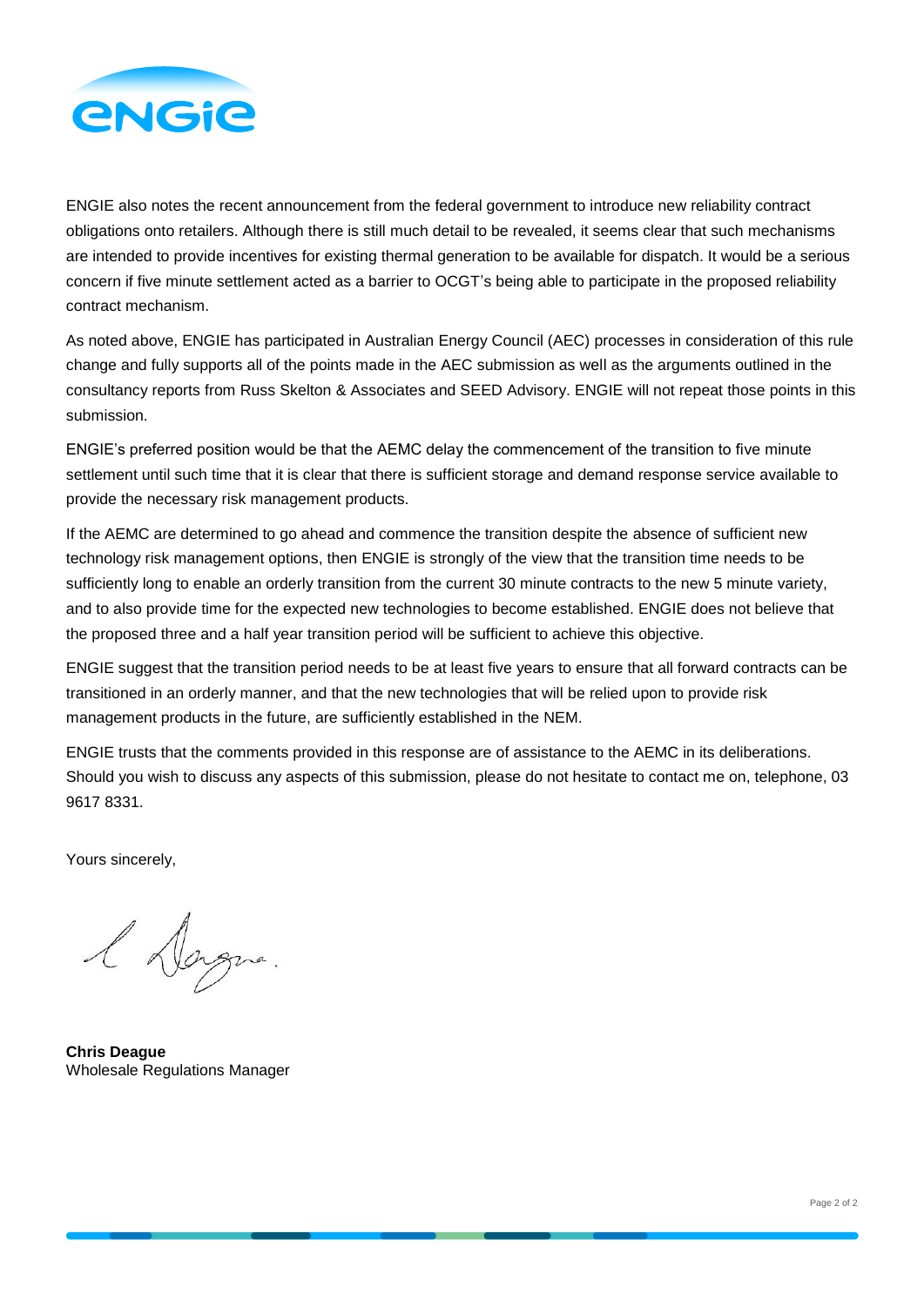ENGIE also notes the recent announcement from the federal government to introduce new reliability contract obligations onto retailers. Although there is still much detail to be revealed, it seems clear that such mechanisms are intended to provide incentives for existing thermal generation to be available for dispatch. It would be a serious concern if five minute settlement acted as a barrier to OCGT's being able to participate in the proposed reliability contract mechanism.

As noted above, ENGIE has participated in Australian Energy Council (AEC) processes in consideration of this rule change and fully supports all of the points made in the AEC submission as well as the arguments outlined in the consultancy reports from Russ Skelton & Associates and SEED Advisory. ENGIE will not repeat those points in this submission.

ENGIE's preferred position would be that the AEMC delay the commencement of the transition to five minute settlement until such time that it is clear that there is sufficient storage and demand response service available to provide the necessary risk management products.

If the AEMC are determined to go ahead and commence the transition despite the absence of sufficient new technology risk management options, then ENGIE is strongly of the view that the transition time needs to be sufficiently long to enable an orderly transition from the current 30 minute contracts to the new 5 minute variety, and to also provide time for the expected new technologies to become established. ENGIE does not believe that the proposed three and a half year transition period will be sufficient to achieve this objective.

ENGIE suggest that the transition period needs to be at least five years to ensure that all forward contracts can be transitioned in an orderly manner, and that the new technologies that will be relied upon to provide risk management products in the future, are sufficiently established in the NEM.

ENGIE trusts that the comments provided in this response are of assistance to the AEMC in its deliberations. Should you wish to discuss any aspects of this submission, please do not hesitate to contact me on, telephone, 03 9617 8331.

Yours sincerely,

**Chris Deague**
Wholesale Regulations Manager